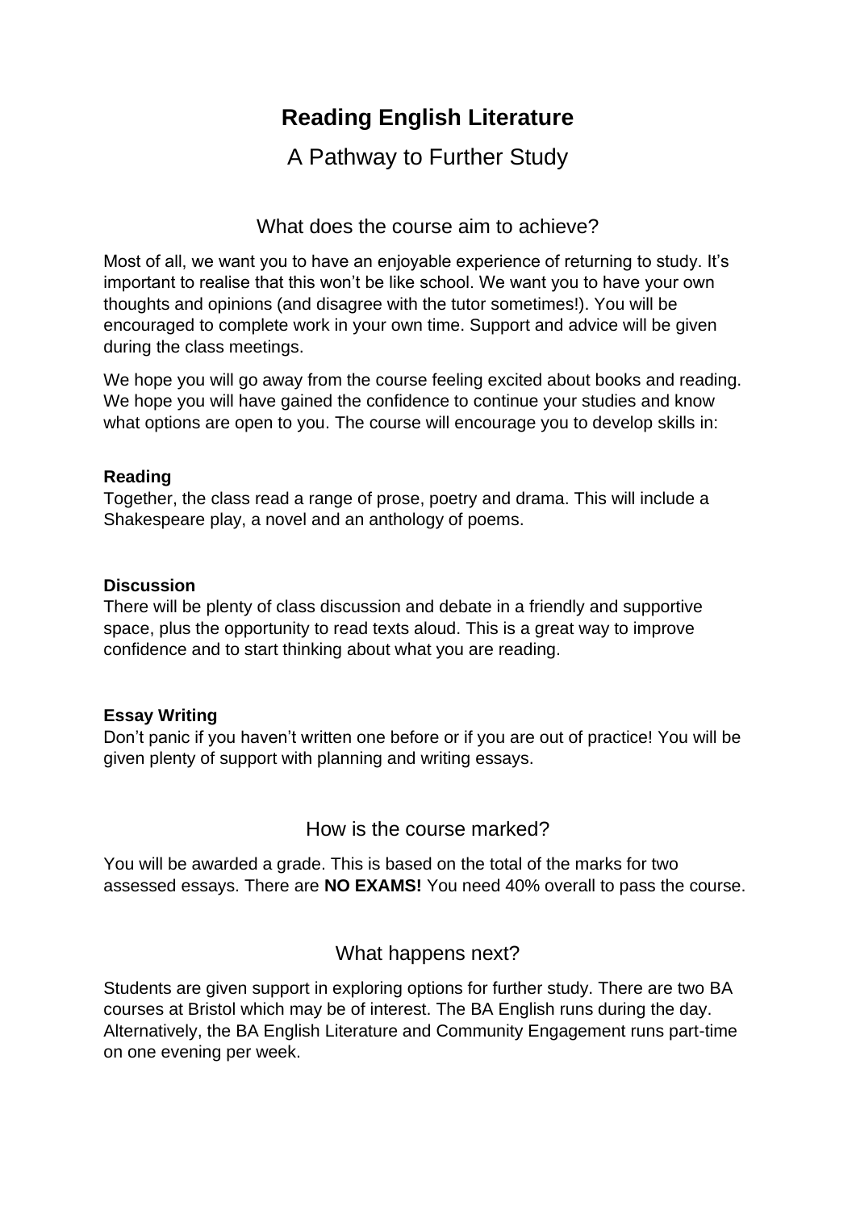# Reading English Literature

## A Pathway to Further Study

### What does the course aim to achieve?

Most of all, we want you to have an enjoyable experience of returning to study. It's important to realise that this won't be like school. We want you to have your own thoughts and opinions (and disagree with the tutor sometimes!). You will be encouraged to complete work in your own time. Support and advice will be given during the class meetings.

We hope you will go away from the course feeling excited about books and reading. We hope you will have gained the confidence to continue your studies and know what options are open to you. The course will encourage you to develop skills in:

**Reading**
Together, the class read a range of prose, poetry and drama. This will include a Shakespeare play, a novel and an anthology of poems.

**Discussion**
There will be plenty of class discussion and debate in a friendly and supportive space, plus the opportunity to read texts aloud. This is a great way to improve confidence and to start thinking about what you are reading.

**Essay Writing**
Don't panic if you haven't written one before or if you are out of practice! You will be given plenty of support with planning and writing essays.

### How is the course marked?

You will be awarded a grade. This is based on the total of the marks for two assessed essays. There are **NO EXAMS!** You need 40% overall to pass the course.

### What happens next?

Students are given support in exploring options for further study. There are two BA courses at Bristol which may be of interest. The BA English runs during the day. Alternatively, the BA English Literature and Community Engagement runs part-time on one evening per week.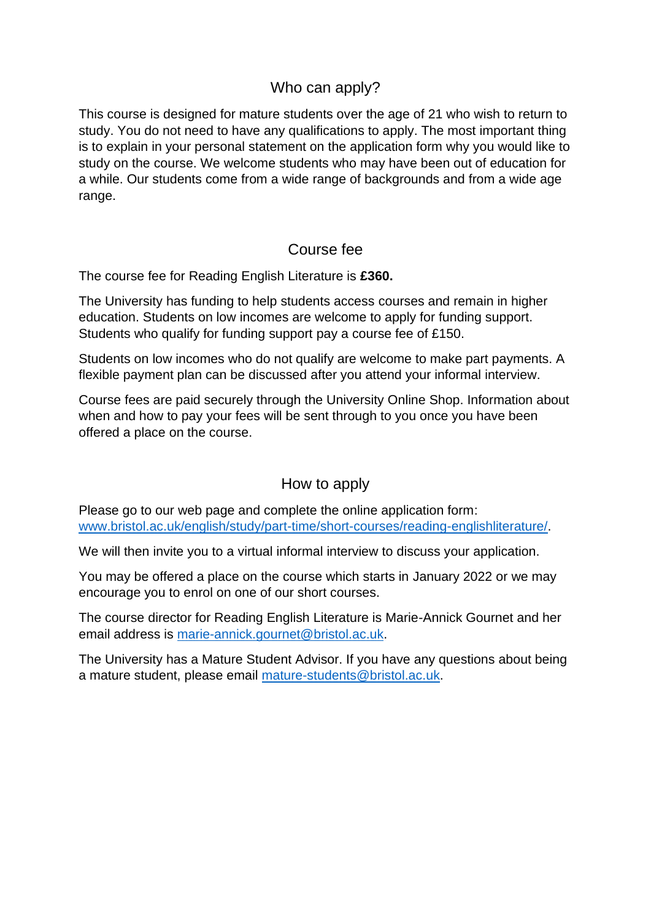## Who can apply?

This course is designed for mature students over the age of 21 who wish to return to study. You do not need to have any qualifications to apply. The most important thing is to explain in your personal statement on the application form why you would like to study on the course. We welcome students who may have been out of education for a while. Our students come from a wide range of backgrounds and from a wide age range.

## Course fee

The course fee for Reading English Literature is **£360.**

The University has funding to help students access courses and remain in higher education. Students on low incomes are welcome to apply for funding support. Students who qualify for funding support pay a course fee of £150.

Students on low incomes who do not qualify are welcome to make part payments. A flexible payment plan can be discussed after you attend your informal interview.

Course fees are paid securely through the University Online Shop. Information about when and how to pay your fees will be sent through to you once you have been offered a place on the course.

## How to apply

Please go to our web page and complete the online application form: [www.bristol.ac.uk/english/study/part-time/short-courses/reading-englishliterature/](http://www.bristol.ac.uk/english/study/part-time/short-courses/reading-englishliterature/).

We will then invite you to a virtual informal interview to discuss your application.

You may be offered a place on the course which starts in January 2022 or we may encourage you to enrol on one of our short courses.

The course director for Reading English Literature is Marie-Annick Gournet and her email address is [marie-annick.gournet@bristol.ac.uk](mailto:marie-annick.gournet@bristol.ac.uk).

The University has a Mature Student Advisor. If you have any questions about being a mature student, please email [mature-students@bristol.ac.uk](mailto:mature-students@bristol.ac.uk).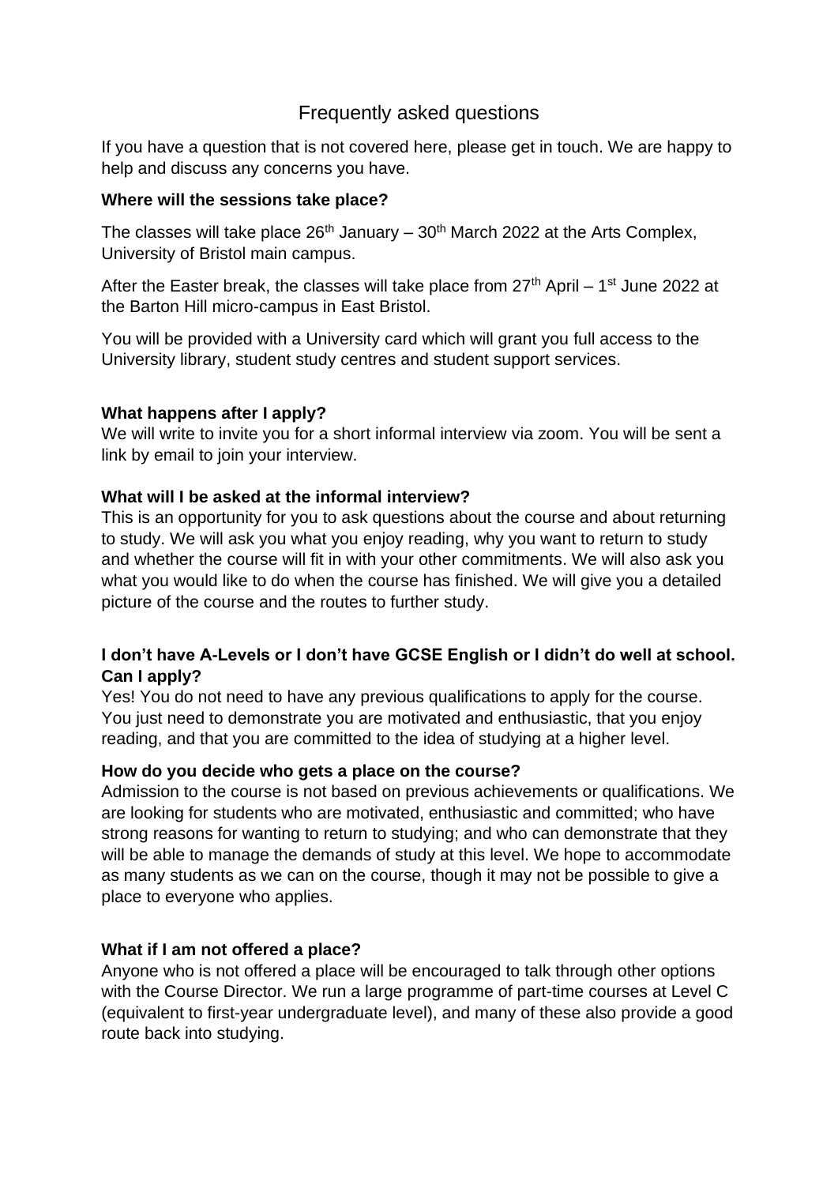# Frequently asked questions

If you have a question that is not covered here, please get in touch. We are happy to help and discuss any concerns you have.

**Where will the sessions take place?**

The classes will take place 26th January – 30th March 2022 at the Arts Complex, University of Bristol main campus.

After the Easter break, the classes will take place from 27th April – 1st June 2022 at the Barton Hill micro-campus in East Bristol.

You will be provided with a University card which will grant you full access to the University library, student study centres and student support services.

**What happens after I apply?**

We will write to invite you for a short informal interview via zoom. You will be sent a link by email to join your interview.

**What will I be asked at the informal interview?**

This is an opportunity for you to ask questions about the course and about returning to study. We will ask you what you enjoy reading, why you want to return to study and whether the course will fit in with your other commitments. We will also ask you what you would like to do when the course has finished. We will give you a detailed picture of the course and the routes to further study.

**I don't have A-Levels or I don't have GCSE English or I didn't do well at school. Can I apply?**

Yes! You do not need to have any previous qualifications to apply for the course. You just need to demonstrate you are motivated and enthusiastic, that you enjoy reading, and that you are committed to the idea of studying at a higher level.

**How do you decide who gets a place on the course?**

Admission to the course is not based on previous achievements or qualifications. We are looking for students who are motivated, enthusiastic and committed; who have strong reasons for wanting to return to studying; and who can demonstrate that they will be able to manage the demands of study at this level. We hope to accommodate as many students as we can on the course, though it may not be possible to give a place to everyone who applies.

**What if I am not offered a place?**

Anyone who is not offered a place will be encouraged to talk through other options with the Course Director. We run a large programme of part-time courses at Level C (equivalent to first-year undergraduate level), and many of these also provide a good route back into studying.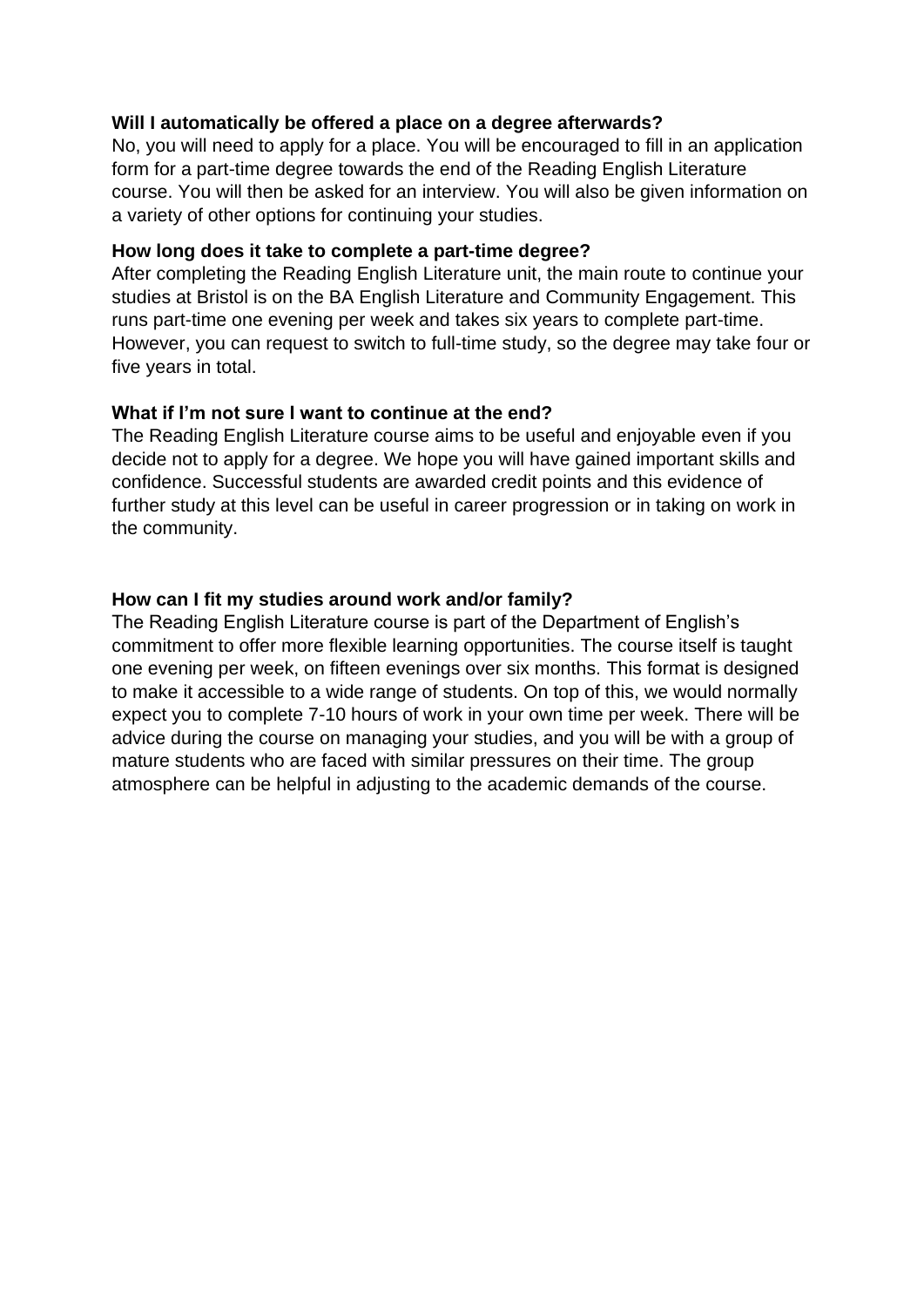**Will I automatically be offered a place on a degree afterwards?**

No, you will need to apply for a place. You will be encouraged to fill in an application form for a part-time degree towards the end of the Reading English Literature course. You will then be asked for an interview. You will also be given information on a variety of other options for continuing your studies.

**How long does it take to complete a part-time degree?**

After completing the Reading English Literature unit, the main route to continue your studies at Bristol is on the BA English Literature and Community Engagement. This runs part-time one evening per week and takes six years to complete part-time. However, you can request to switch to full-time study, so the degree may take four or five years in total.

**What if I'm not sure I want to continue at the end?**

The Reading English Literature course aims to be useful and enjoyable even if you decide not to apply for a degree. We hope you will have gained important skills and confidence. Successful students are awarded credit points and this evidence of further study at this level can be useful in career progression or in taking on work in the community.

**How can I fit my studies around work and/or family?**

The Reading English Literature course is part of the Department of English's commitment to offer more flexible learning opportunities. The course itself is taught one evening per week, on fifteen evenings over six months. This format is designed to make it accessible to a wide range of students. On top of this, we would normally expect you to complete 7-10 hours of work in your own time per week. There will be advice during the course on managing your studies, and you will be with a group of mature students who are faced with similar pressures on their time. The group atmosphere can be helpful in adjusting to the academic demands of the course.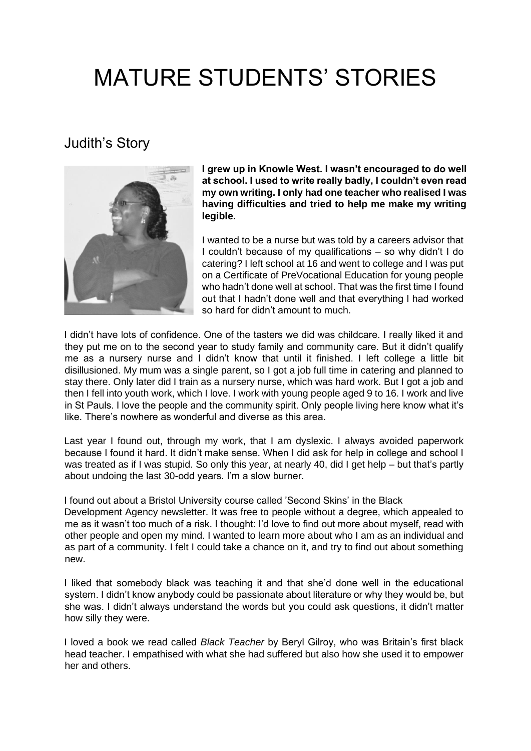# MATURE STUDENTS' STORIES

## Judith's Story

**I grew up in Knowle West. I wasn't encouraged to do well at school. I used to write really badly, I couldn't even read my own writing. I only had one teacher who realised I was having difficulties and tried to help me make my writing legible.**

I wanted to be a nurse but was told by a careers advisor that I couldn't because of my qualifications – so why didn't I do catering? I left school at 16 and went to college and I was put on a Certificate of PreVocational Education for young people who hadn't done well at school. That was the first time I found out that I hadn't done well and that everything I had worked so hard for didn't amount to much.

I didn't have lots of confidence. One of the tasters we did was childcare. I really liked it and they put me on to the second year to study family and community care. But it didn't qualify me as a nursery nurse and I didn't know that until it finished. I left college a little bit disillusioned. My mum was a single parent, so I got a job full time in catering and planned to stay there. Only later did I train as a nursery nurse, which was hard work. But I got a job and then I fell into youth work, which I love. I work with young people aged 9 to 16. I work and live in St Pauls. I love the people and the community spirit. Only people living here know what it's like. There's nowhere as wonderful and diverse as this area.

Last year I found out, through my work, that I am dyslexic. I always avoided paperwork because I found it hard. It didn't make sense. When I did ask for help in college and school I was treated as if I was stupid. So only this year, at nearly 40, did I get help – but that's partly about undoing the last 30-odd years. I'm a slow burner.

I found out about a Bristol University course called 'Second Skins' in the Black Development Agency newsletter. It was free to people without a degree, which appealed to me as it wasn't too much of a risk. I thought: I'd love to find out more about myself, read with other people and open my mind. I wanted to learn more about who I am as an individual and as part of a community. I felt I could take a chance on it, and try to find out about something new.

I liked that somebody black was teaching it and that she'd done well in the educational system. I didn't know anybody could be passionate about literature or why they would be, but she was. I didn't always understand the words but you could ask questions, it didn't matter how silly they were.

I loved a book we read called *Black Teacher* by Beryl Gilroy, who was Britain's first black head teacher. I empathised with what she had suffered but also how she used it to empower her and others.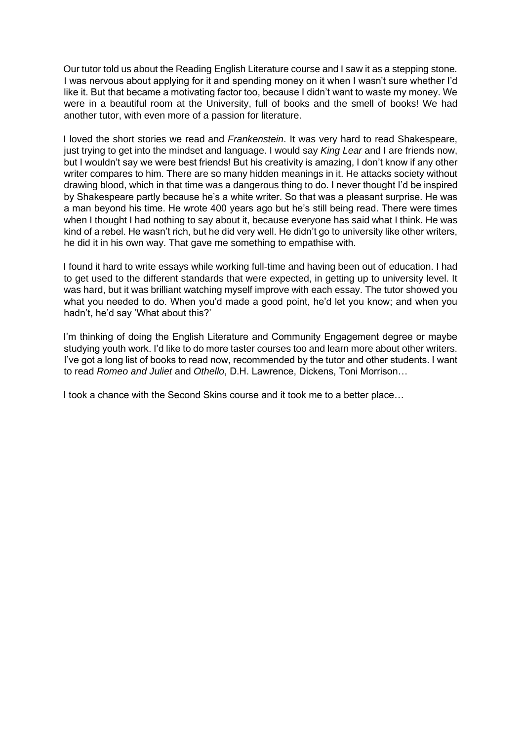Our tutor told us about the Reading English Literature course and I saw it as a stepping stone. I was nervous about applying for it and spending money on it when I wasn't sure whether I'd like it. But that became a motivating factor too, because I didn't want to waste my money. We were in a beautiful room at the University, full of books and the smell of books! We had another tutor, with even more of a passion for literature.

I loved the short stories we read and *Frankenstein*. It was very hard to read Shakespeare, just trying to get into the mindset and language. I would say *King Lear* and I are friends now, but I wouldn't say we were best friends! But his creativity is amazing, I don't know if any other writer compares to him. There are so many hidden meanings in it. He attacks society without drawing blood, which in that time was a dangerous thing to do. I never thought I'd be inspired by Shakespeare partly because he's a white writer. So that was a pleasant surprise. He was a man beyond his time. He wrote 400 years ago but he's still being read. There were times when I thought I had nothing to say about it, because everyone has said what I think. He was kind of a rebel. He wasn't rich, but he did very well. He didn't go to university like other writers, he did it in his own way. That gave me something to empathise with.

I found it hard to write essays while working full-time and having been out of education. I had to get used to the different standards that were expected, in getting up to university level. It was hard, but it was brilliant watching myself improve with each essay. The tutor showed you what you needed to do. When you'd made a good point, he'd let you know; and when you hadn't, he'd say 'What about this?'

I'm thinking of doing the English Literature and Community Engagement degree or maybe studying youth work. I'd like to do more taster courses too and learn more about other writers. I've got a long list of books to read now, recommended by the tutor and other students. I want to read *Romeo and Juliet* and *Othello*, D.H. Lawrence, Dickens, Toni Morrison…

I took a chance with the Second Skins course and it took me to a better place…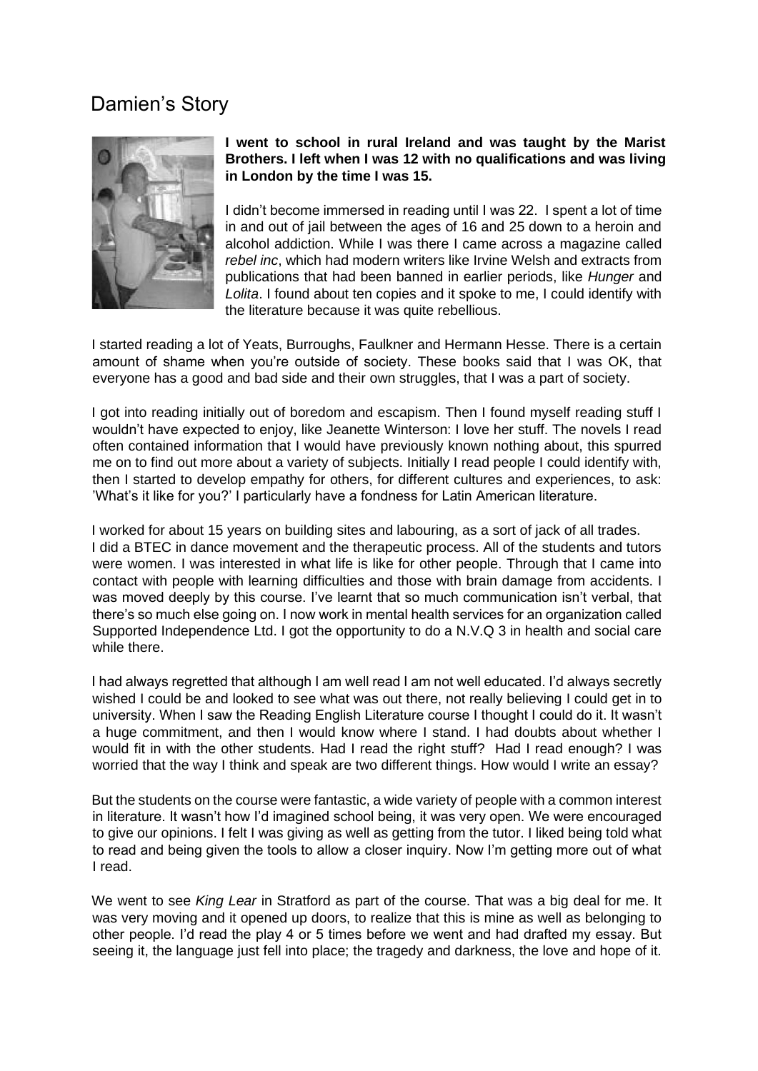# Damien's Story

**I went to school in rural Ireland and was taught by the Marist Brothers. I left when I was 12 with no qualifications and was living in London by the time I was 15.**

I didn't become immersed in reading until I was 22. I spent a lot of time in and out of jail between the ages of 16 and 25 down to a heroin and alcohol addiction. While I was there I came across a magazine called *rebel inc*, which had modern writers like Irvine Welsh and extracts from publications that had been banned in earlier periods, like *Hunger* and *Lolita*. I found about ten copies and it spoke to me, I could identify with the literature because it was quite rebellious.

I started reading a lot of Yeats, Burroughs, Faulkner and Hermann Hesse. There is a certain amount of shame when you're outside of society. These books said that I was OK, that everyone has a good and bad side and their own struggles, that I was a part of society.

I got into reading initially out of boredom and escapism. Then I found myself reading stuff I wouldn't have expected to enjoy, like Jeanette Winterson: I love her stuff. The novels I read often contained information that I would have previously known nothing about, this spurred me on to find out more about a variety of subjects. Initially I read people I could identify with, then I started to develop empathy for others, for different cultures and experiences, to ask: 'What's it like for you?' I particularly have a fondness for Latin American literature.

I worked for about 15 years on building sites and labouring, as a sort of jack of all trades. I did a BTEC in dance movement and the therapeutic process. All of the students and tutors were women. I was interested in what life is like for other people. Through that I came into contact with people with learning difficulties and those with brain damage from accidents. I was moved deeply by this course. I've learnt that so much communication isn't verbal, that there's so much else going on. I now work in mental health services for an organization called Supported Independence Ltd. I got the opportunity to do a N.V.Q 3 in health and social care while there.

I had always regretted that although I am well read I am not well educated. I'd always secretly wished I could be and looked to see what was out there, not really believing I could get in to university. When I saw the Reading English Literature course I thought I could do it. It wasn't a huge commitment, and then I would know where I stand. I had doubts about whether I would fit in with the other students. Had I read the right stuff? Had I read enough? I was worried that the way I think and speak are two different things. How would I write an essay?

But the students on the course were fantastic, a wide variety of people with a common interest in literature. It wasn't how I'd imagined school being, it was very open. We were encouraged to give our opinions. I felt I was giving as well as getting from the tutor. I liked being told what to read and being given the tools to allow a closer inquiry. Now I'm getting more out of what I read.

We went to see *King Lear* in Stratford as part of the course. That was a big deal for me. It was very moving and it opened up doors, to realize that this is mine as well as belonging to other people. I'd read the play 4 or 5 times before we went and had drafted my essay. But seeing it, the language just fell into place; the tragedy and darkness, the love and hope of it.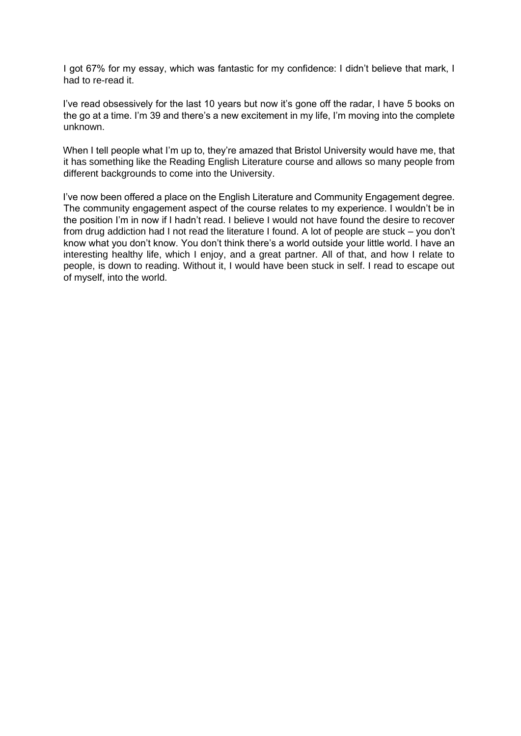I got 67% for my essay, which was fantastic for my confidence: I didn't believe that mark, I had to re-read it.

I've read obsessively for the last 10 years but now it's gone off the radar, I have 5 books on the go at a time. I'm 39 and there's a new excitement in my life, I'm moving into the complete unknown.

When I tell people what I'm up to, they're amazed that Bristol University would have me, that it has something like the Reading English Literature course and allows so many people from different backgrounds to come into the University.

I've now been offered a place on the English Literature and Community Engagement degree. The community engagement aspect of the course relates to my experience. I wouldn't be in the position I'm in now if I hadn't read. I believe I would not have found the desire to recover from drug addiction had I not read the literature I found. A lot of people are stuck – you don't know what you don't know. You don't think there's a world outside your little world. I have an interesting healthy life, which I enjoy, and a great partner. All of that, and how I relate to people, is down to reading. Without it, I would have been stuck in self. I read to escape out of myself, into the world.